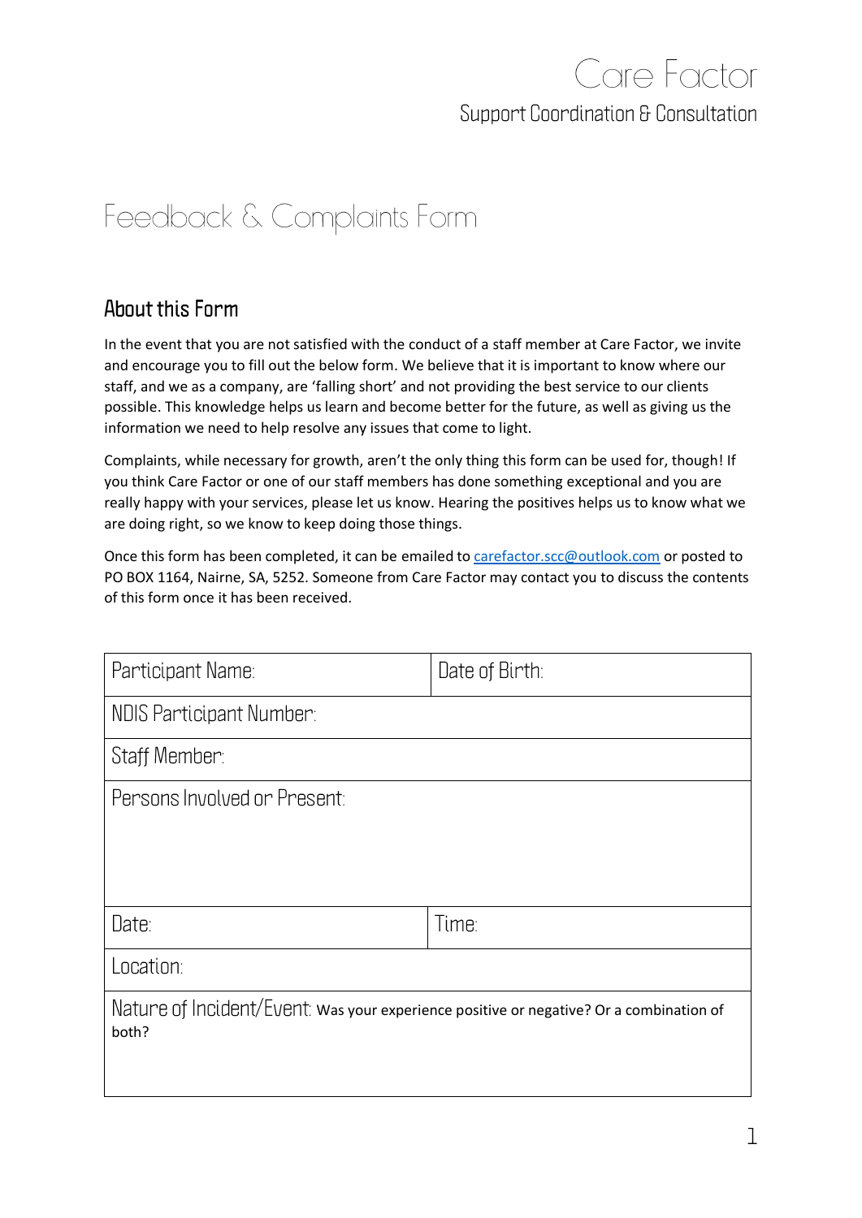Care Factor

Support Coordination & Consultation

# Feedback & Complaints Form

## About this Form

In the event that you are not satisfied with the conduct of a staff member at Care Factor, we invite and encourage you to fill out the below form. We believe that it is important to know where our staff, and we as a company, are 'falling short' and not providing the best service to our clients possible. This knowledge helps us learn and become better for the future, as well as giving us the information we need to help resolve any issues that come to light.

Complaints, while necessary for growth, aren't the only thing this form can be used for, though! If you think Care Factor or one of our staff members has done something exceptional and you are really happy with your services, please let us know. Hearing the positives helps us to know what we are doing right, so we know to keep doing those things.

Once this form has been completed, it can be emailed to carefactor.scc@outlook.com or posted to PO BOX 1164, Nairne, SA, 5252. Someone from Care Factor may contact you to discuss the contents of this form once it has been received.

| Participant Name: | Date of Birth: |
|---|---|
| NDIS Participant Number: | |
| Staff Member: | |
| Persons Involved or Present: | |
| Date: | Time: |
| Location: | |
| Nature of Incident/Event: Was your experience positive or negative? Or a combination of both? | |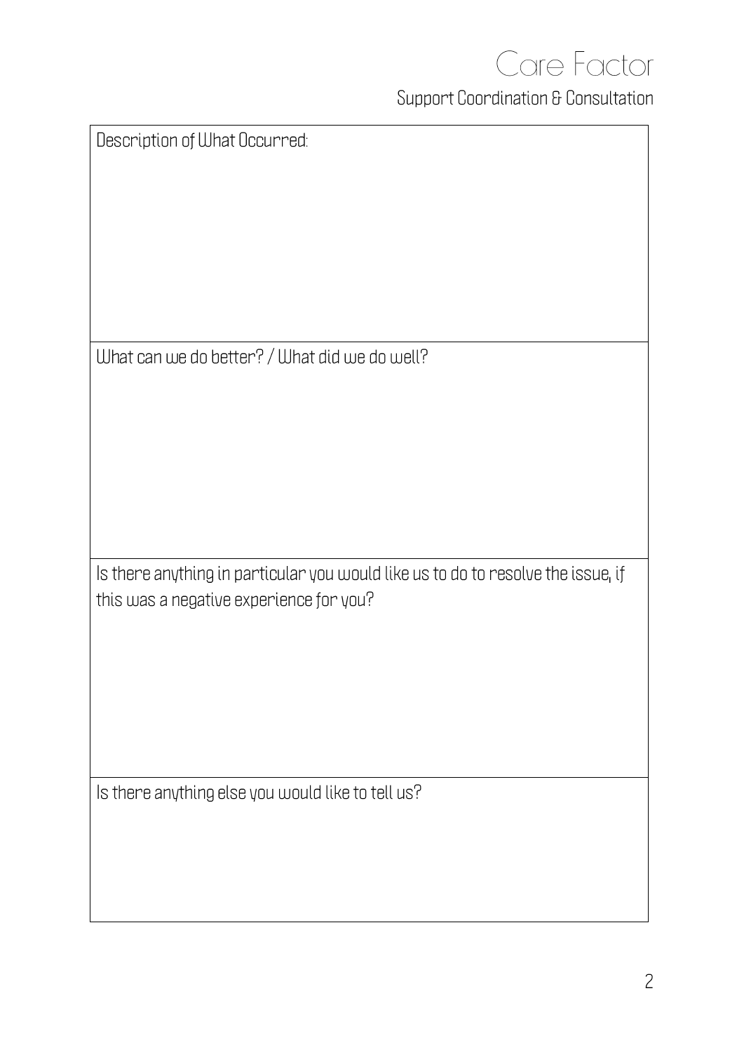Description of What Occurred:

What can we do better? / What did we do well?

Is there anything in particular you would like us to do to resolve the issue, if this was a negative experience for you?

Is there anything else you would like to tell us?